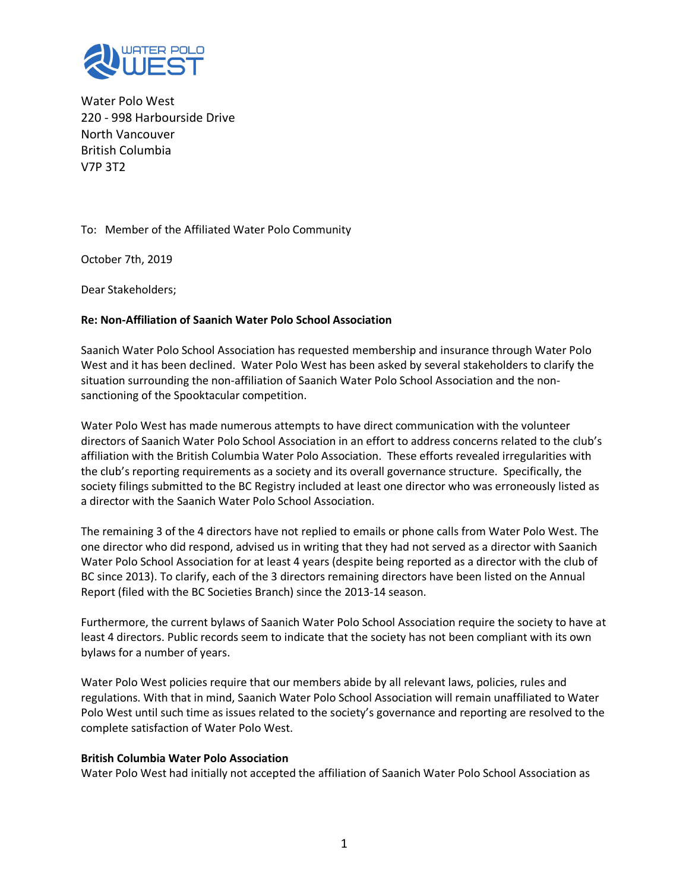Water Polo West
220 - 998 Harbourside Drive
North Vancouver
British Columbia
V7P 3T2

To: Member of the Affiliated Water Polo Community

October 7th, 2019

Dear Stakeholders;

**Re: Non-Affiliation of Saanich Water Polo School Association**

Saanich Water Polo School Association has requested membership and insurance through Water Polo West and it has been declined. Water Polo West has been asked by several stakeholders to clarify the situation surrounding the non-affiliation of Saanich Water Polo School Association and the non-sanctioning of the Spooktacular competition.

Water Polo West has made numerous attempts to have direct communication with the volunteer directors of Saanich Water Polo School Association in an effort to address concerns related to the club's affiliation with the British Columbia Water Polo Association. These efforts revealed irregularities with the club's reporting requirements as a society and its overall governance structure. Specifically, the society filings submitted to the BC Registry included at least one director who was erroneously listed as a director with the Saanich Water Polo School Association.

The remaining 3 of the 4 directors have not replied to emails or phone calls from Water Polo West. The one director who did respond, advised us in writing that they had not served as a director with Saanich Water Polo School Association for at least 4 years (despite being reported as a director with the club of BC since 2013). To clarify, each of the 3 directors remaining directors have been listed on the Annual Report (filed with the BC Societies Branch) since the 2013-14 season.

Furthermore, the current bylaws of Saanich Water Polo School Association require the society to have at least 4 directors. Public records seem to indicate that the society has not been compliant with its own bylaws for a number of years.

Water Polo West policies require that our members abide by all relevant laws, policies, rules and regulations. With that in mind, Saanich Water Polo School Association will remain unaffiliated to Water Polo West until such time as issues related to the society's governance and reporting are resolved to the complete satisfaction of Water Polo West.

**British Columbia Water Polo Association**

Water Polo West had initially not accepted the affiliation of Saanich Water Polo School Association as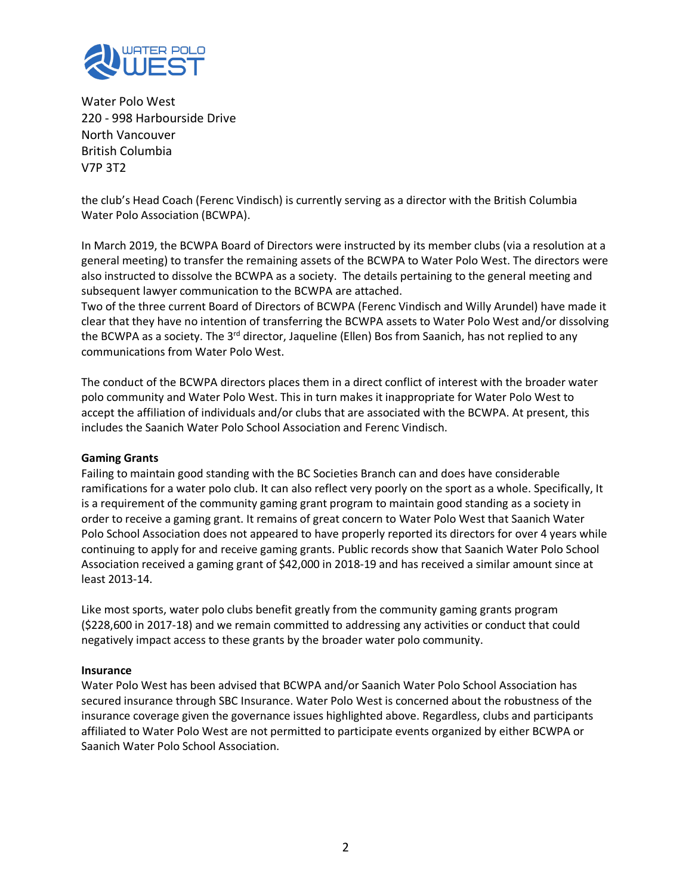Water Polo West
220 - 998 Harbourside Drive
North Vancouver
British Columbia
V7P 3T2

the club's Head Coach (Ferenc Vindisch) is currently serving as a director with the British Columbia Water Polo Association (BCWPA).

In March 2019, the BCWPA Board of Directors were instructed by its member clubs (via a resolution at a general meeting) to transfer the remaining assets of the BCWPA to Water Polo West. The directors were also instructed to dissolve the BCWPA as a society. The details pertaining to the general meeting and subsequent lawyer communication to the BCWPA are attached.
Two of the three current Board of Directors of BCWPA (Ferenc Vindisch and Willy Arundel) have made it clear that they have no intention of transferring the BCWPA assets to Water Polo West and/or dissolving the BCWPA as a society. The 3rd director, Jaqueline (Ellen) Bos from Saanich, has not replied to any communications from Water Polo West.

The conduct of the BCWPA directors places them in a direct conflict of interest with the broader water polo community and Water Polo West. This in turn makes it inappropriate for Water Polo West to accept the affiliation of individuals and/or clubs that are associated with the BCWPA. At present, this includes the Saanich Water Polo School Association and Ferenc Vindisch.

**Gaming Grants**
Failing to maintain good standing with the BC Societies Branch can and does have considerable ramifications for a water polo club. It can also reflect very poorly on the sport as a whole. Specifically, It is a requirement of the community gaming grant program to maintain good standing as a society in order to receive a gaming grant. It remains of great concern to Water Polo West that Saanich Water Polo School Association does not appeared to have properly reported its directors for over 4 years while continuing to apply for and receive gaming grants. Public records show that Saanich Water Polo School Association received a gaming grant of $42,000 in 2018-19 and has received a similar amount since at least 2013-14.

Like most sports, water polo clubs benefit greatly from the community gaming grants program ($228,600 in 2017-18) and we remain committed to addressing any activities or conduct that could negatively impact access to these grants by the broader water polo community.

**Insurance**
Water Polo West has been advised that BCWPA and/or Saanich Water Polo School Association has secured insurance through SBC Insurance. Water Polo West is concerned about the robustness of the insurance coverage given the governance issues highlighted above. Regardless, clubs and participants affiliated to Water Polo West are not permitted to participate events organized by either BCWPA or Saanich Water Polo School Association.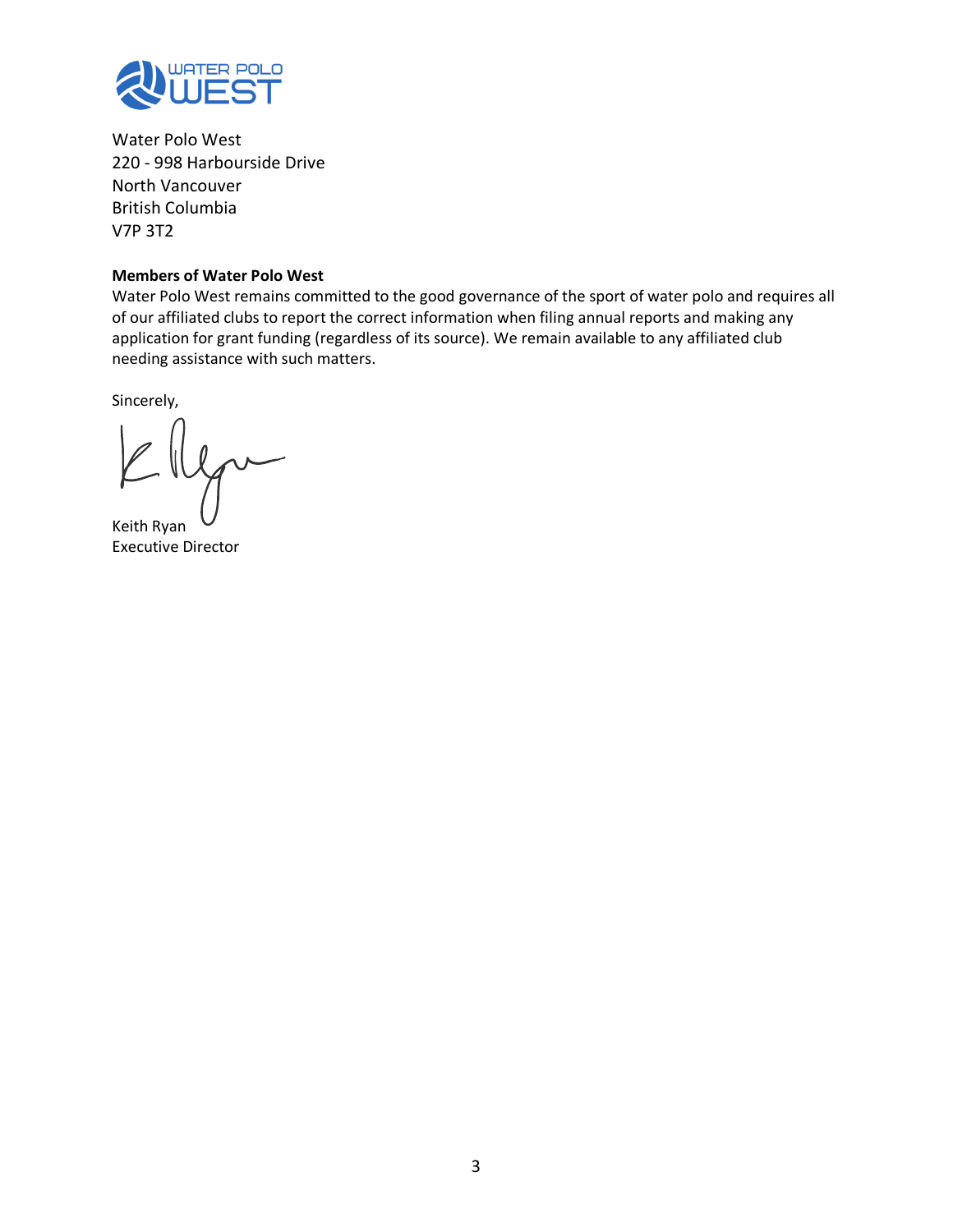Water Polo West
220 - 998 Harbourside Drive
North Vancouver
British Columbia
V7P 3T2

**Members of Water Polo West**

Water Polo West remains committed to the good governance of the sport of water polo and requires all of our affiliated clubs to report the correct information when filing annual reports and making any application for grant funding (regardless of its source). We remain available to any affiliated club needing assistance with such matters.

Sincerely,

Keith Ryan
Executive Director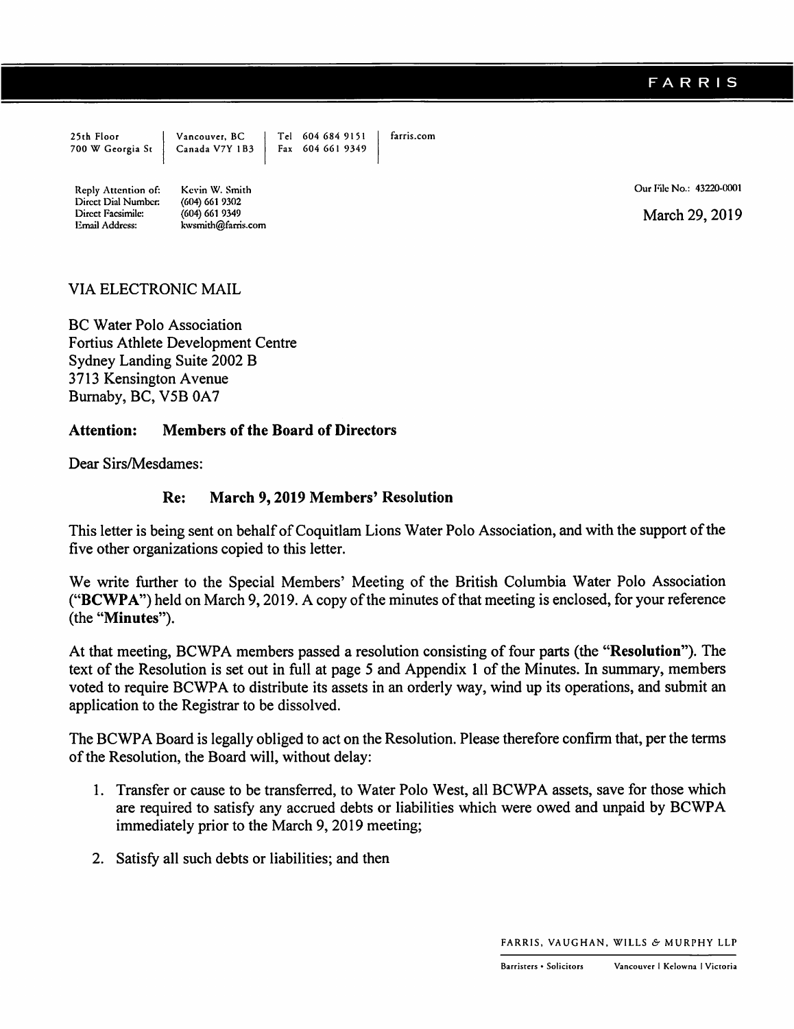# FARRIS

25th Floor
700 W Georgia St

Vancouver, BC
Canada V7Y 1B3

Tel 604 684 9151
Fax 604 661 9349

farris.com

Reply Attention of: Kevin W. Smith
Direct Dial Number: (604) 661 9302
Direct Facsimile: (604) 661 9349
Email Address: kwsmith@farris.com

Our File No.: 43220-0001

March 29, 2019

VIA ELECTRONIC MAIL

BC Water Polo Association
Fortius Athlete Development Centre
Sydney Landing Suite 2002 B
3713 Kensington Avenue
Burnaby, BC, V5B 0A7

**Attention: Members of the Board of Directors**

Dear Sirs/Mesdames:

**Re: March 9, 2019 Members' Resolution**

This letter is being sent on behalf of Coquitlam Lions Water Polo Association, and with the support of the five other organizations copied to this letter.

We write further to the Special Members' Meeting of the British Columbia Water Polo Association ("**BCWPA**") held on March 9, 2019. A copy of the minutes of that meeting is enclosed, for your reference (the "**Minutes**").

At that meeting, BCWPA members passed a resolution consisting of four parts (the "**Resolution**"). The text of the Resolution is set out in full at page 5 and Appendix 1 of the Minutes. In summary, members voted to require BCWPA to distribute its assets in an orderly way, wind up its operations, and submit an application to the Registrar to be dissolved.

The BCWPA Board is legally obliged to act on the Resolution. Please therefore confirm that, per the terms of the Resolution, the Board will, without delay:

1. Transfer or cause to be transferred, to Water Polo West, all BCWPA assets, save for those which are required to satisfy any accrued debts or liabilities which were owed and unpaid by BCWPA immediately prior to the March 9, 2019 meeting;
2. Satisfy all such debts or liabilities; and then

FARRIS, VAUGHAN, WILLS & MURPHY LLP

Barristers • Solicitors Vancouver | Kelowna | Victoria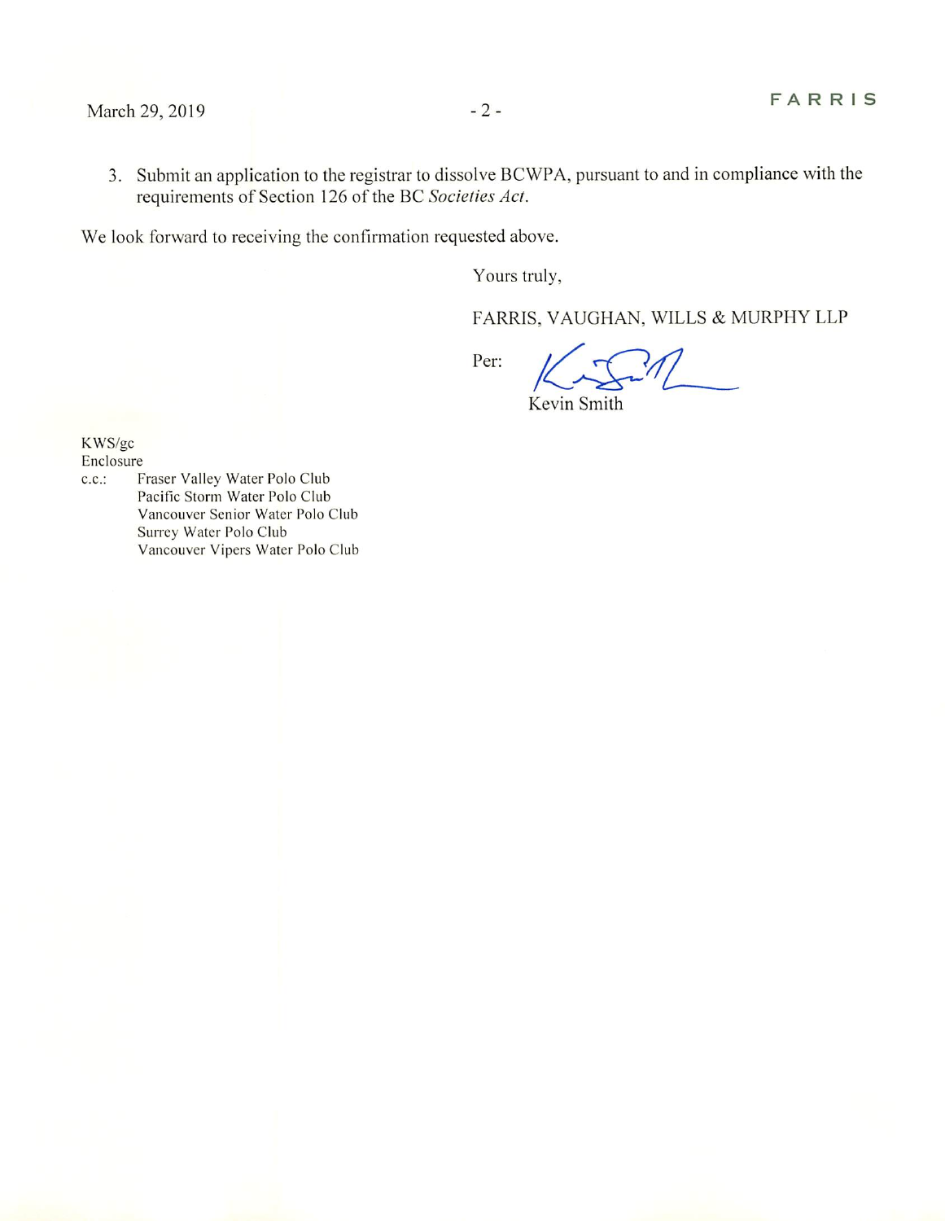3. Submit an application to the registrar to dissolve BCWPA, pursuant to and in compliance with the requirements of Section 126 of the BC *Societies Act*.

We look forward to receiving the confirmation requested above.

Yours truly,

FARRIS, VAUGHAN, WILLS & MURPHY LLP

Per:

Kevin Smith

KWS/gc
Enclosure
c.c.: Fraser Valley Water Polo Club
Pacific Storm Water Polo Club
Vancouver Senior Water Polo Club
Surrey Water Polo Club
Vancouver Vipers Water Polo Club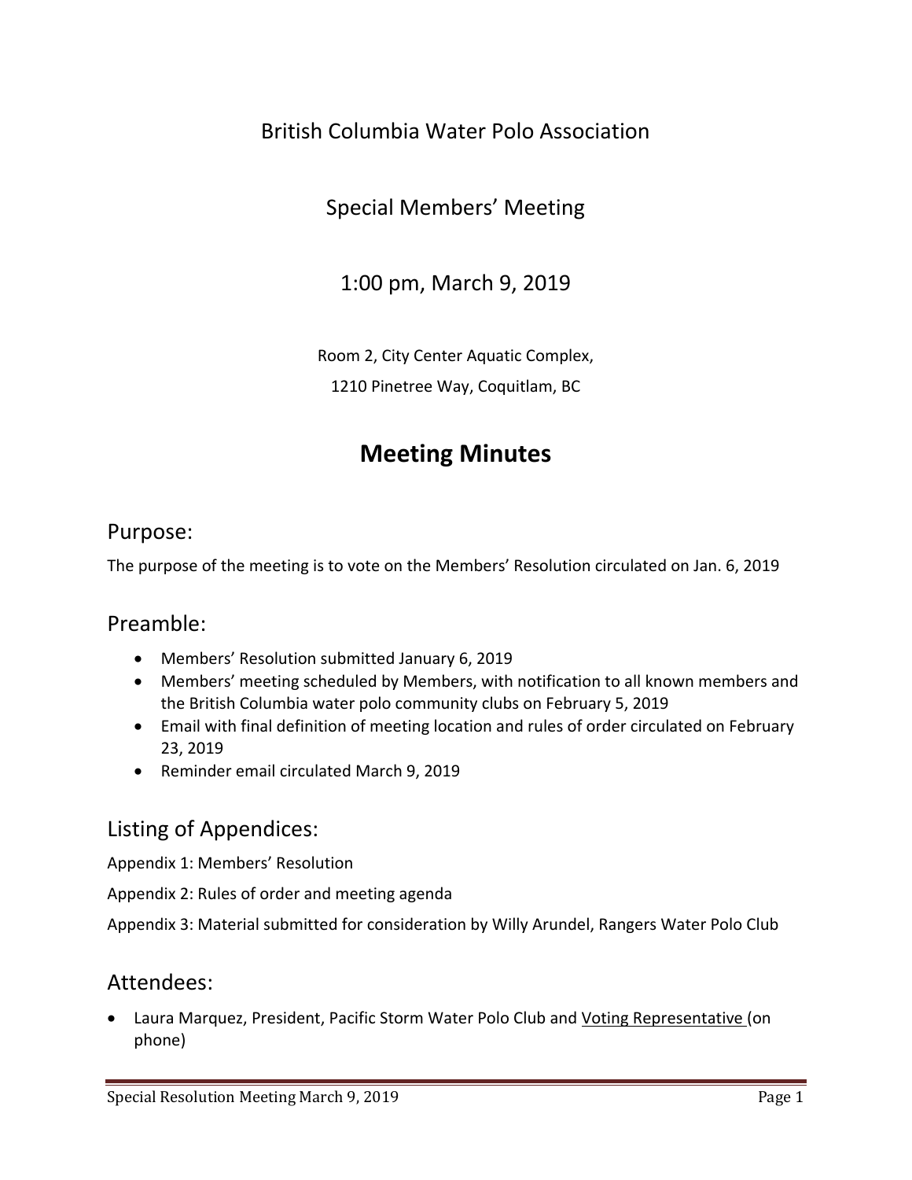British Columbia Water Polo Association

Special Members' Meeting

1:00 pm, March 9, 2019

Room 2, City Center Aquatic Complex,
1210 Pinetree Way, Coquitlam, BC

# Meeting Minutes

## Purpose:

The purpose of the meeting is to vote on the Members' Resolution circulated on Jan. 6, 2019

## Preamble:

- Members' Resolution submitted January 6, 2019
- Members' meeting scheduled by Members, with notification to all known members and the British Columbia water polo community clubs on February 5, 2019
- Email with final definition of meeting location and rules of order circulated on February 23, 2019
- Reminder email circulated March 9, 2019

## Listing of Appendices:

Appendix 1: Members' Resolution

Appendix 2: Rules of order and meeting agenda

Appendix 3: Material submitted for consideration by Willy Arundel, Rangers Water Polo Club

## Attendees:

- Laura Marquez, President, Pacific Storm Water Polo Club and <u>Voting Representative</u> (on phone)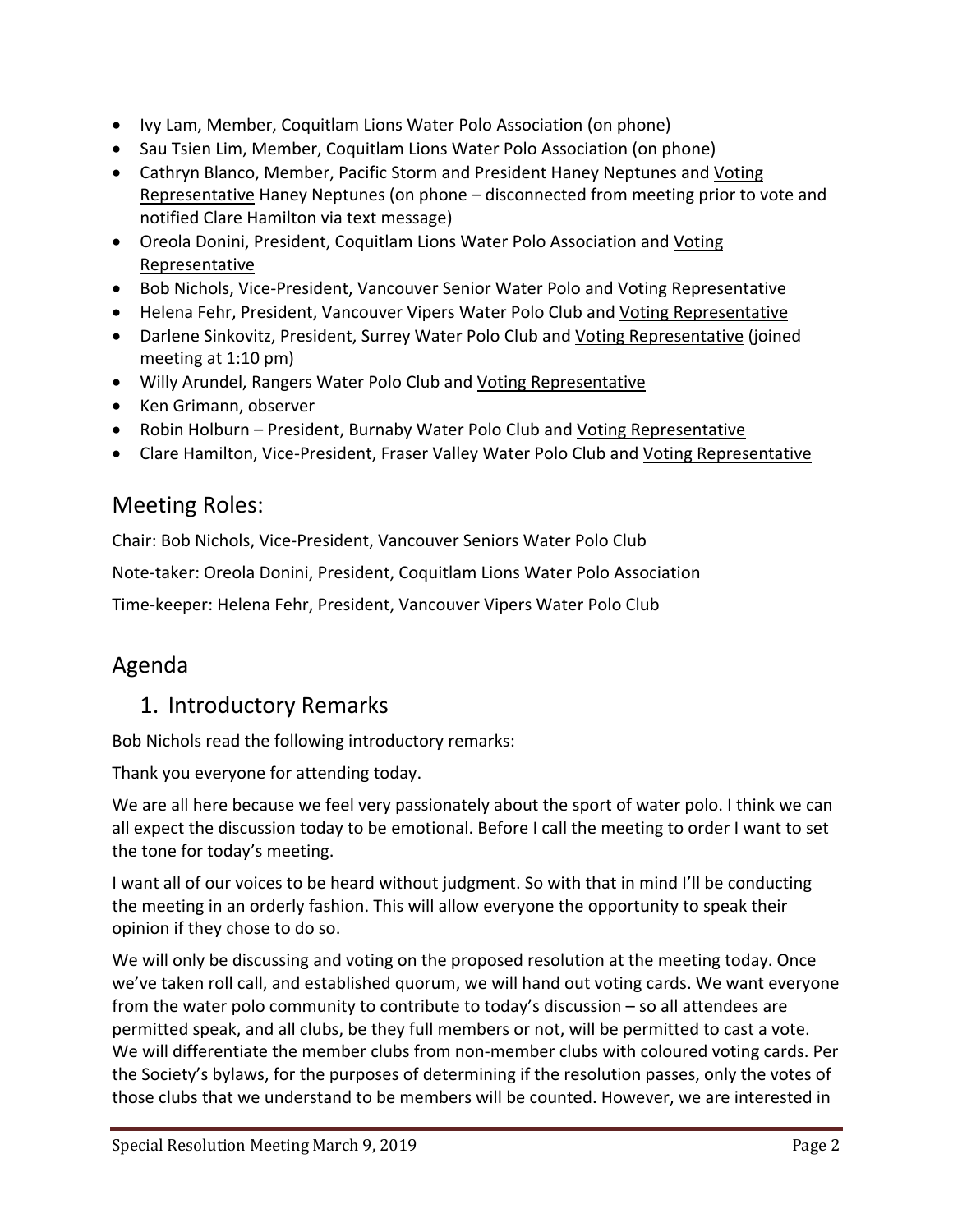- Ivy Lam, Member, Coquitlam Lions Water Polo Association (on phone)
- Sau Tsien Lim, Member, Coquitlam Lions Water Polo Association (on phone)
- Cathryn Blanco, Member, Pacific Storm and President Haney Neptunes and Voting Representative Haney Neptunes (on phone – disconnected from meeting prior to vote and notified Clare Hamilton via text message)
- Oreola Donini, President, Coquitlam Lions Water Polo Association and Voting Representative
- Bob Nichols, Vice-President, Vancouver Senior Water Polo and Voting Representative
- Helena Fehr, President, Vancouver Vipers Water Polo Club and Voting Representative
- Darlene Sinkovitz, President, Surrey Water Polo Club and Voting Representative (joined meeting at 1:10 pm)
- Willy Arundel, Rangers Water Polo Club and Voting Representative
- Ken Grimann, observer
- Robin Holburn – President, Burnaby Water Polo Club and Voting Representative
- Clare Hamilton, Vice-President, Fraser Valley Water Polo Club and Voting Representative

## Meeting Roles:

Chair: Bob Nichols, Vice-President, Vancouver Seniors Water Polo Club

Note-taker: Oreola Donini, President, Coquitlam Lions Water Polo Association

Time-keeper: Helena Fehr, President, Vancouver Vipers Water Polo Club

## Agenda

### 1. Introductory Remarks

Bob Nichols read the following introductory remarks:

Thank you everyone for attending today.

We are all here because we feel very passionately about the sport of water polo. I think we can all expect the discussion today to be emotional. Before I call the meeting to order I want to set the tone for today's meeting.

I want all of our voices to be heard without judgment. So with that in mind I'll be conducting the meeting in an orderly fashion. This will allow everyone the opportunity to speak their opinion if they chose to do so.

We will only be discussing and voting on the proposed resolution at the meeting today. Once we've taken roll call, and established quorum, we will hand out voting cards. We want everyone from the water polo community to contribute to today's discussion – so all attendees are permitted speak, and all clubs, be they full members or not, will be permitted to cast a vote. We will differentiate the member clubs from non-member clubs with coloured voting cards. Per the Society's bylaws, for the purposes of determining if the resolution passes, only the votes of those clubs that we understand to be members will be counted. However, we are interested in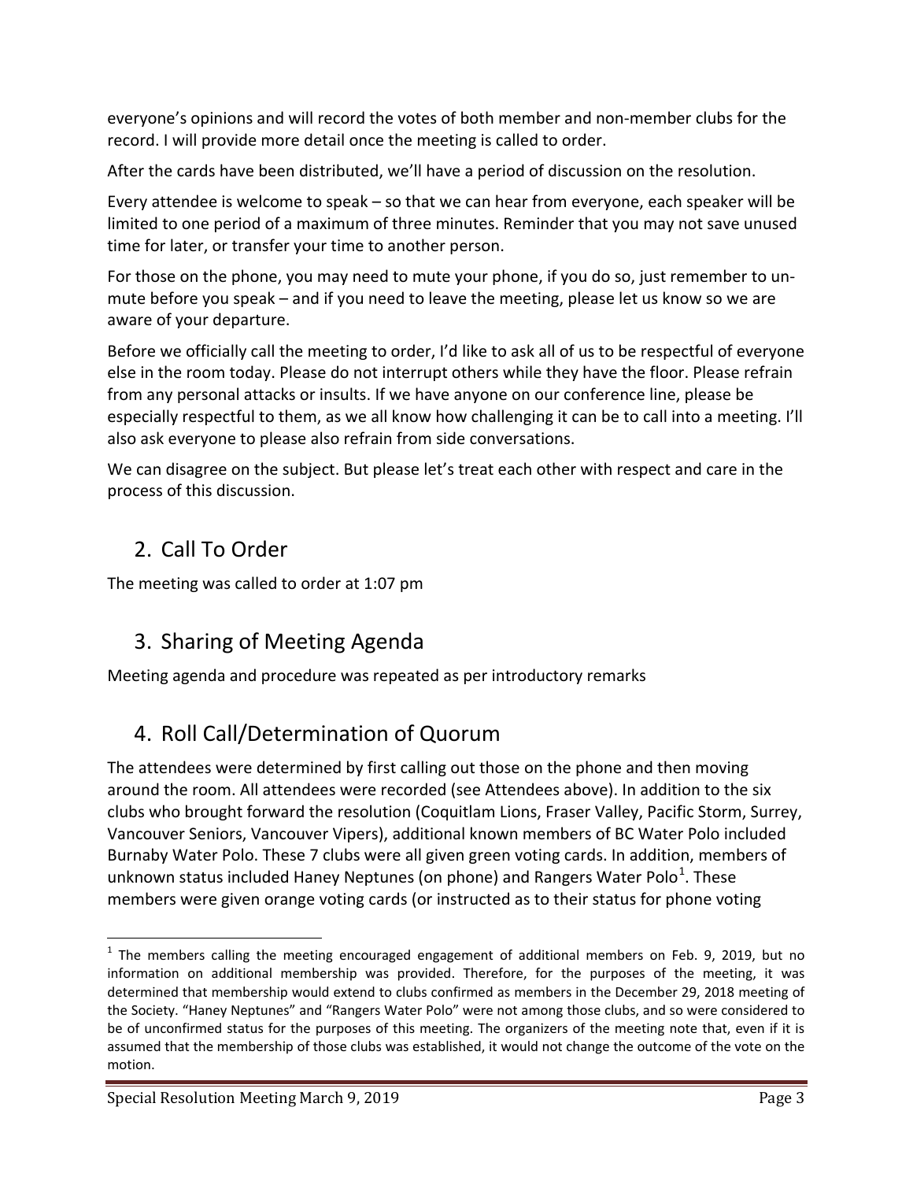everyone's opinions and will record the votes of both member and non-member clubs for the record. I will provide more detail once the meeting is called to order.

After the cards have been distributed, we'll have a period of discussion on the resolution.

Every attendee is welcome to speak – so that we can hear from everyone, each speaker will be limited to one period of a maximum of three minutes. Reminder that you may not save unused time for later, or transfer your time to another person.

For those on the phone, you may need to mute your phone, if you do so, just remember to un-mute before you speak – and if you need to leave the meeting, please let us know so we are aware of your departure.

Before we officially call the meeting to order, I'd like to ask all of us to be respectful of everyone else in the room today. Please do not interrupt others while they have the floor. Please refrain from any personal attacks or insults. If we have anyone on our conference line, please be especially respectful to them, as we all know how challenging it can be to call into a meeting. I'll also ask everyone to please also refrain from side conversations.

We can disagree on the subject. But please let's treat each other with respect and care in the process of this discussion.

## 2. Call To Order

The meeting was called to order at 1:07 pm

## 3. Sharing of Meeting Agenda

Meeting agenda and procedure was repeated as per introductory remarks

## 4. Roll Call/Determination of Quorum

The attendees were determined by first calling out those on the phone and then moving around the room. All attendees were recorded (see Attendees above). In addition to the six clubs who brought forward the resolution (Coquitlam Lions, Fraser Valley, Pacific Storm, Surrey, Vancouver Seniors, Vancouver Vipers), additional known members of BC Water Polo included Burnaby Water Polo. These 7 clubs were all given green voting cards. In addition, members of unknown status included Haney Neptunes (on phone) and Rangers Water Polo[1]. These members were given orange voting cards (or instructed as to their status for phone voting

[1] The members calling the meeting encouraged engagement of additional members on Feb. 9, 2019, but no information on additional membership was provided. Therefore, for the purposes of the meeting, it was determined that membership would extend to clubs confirmed as members in the December 29, 2018 meeting of the Society. "Haney Neptunes" and "Rangers Water Polo" were not among those clubs, and so were considered to be of unconfirmed status for the purposes of this meeting. The organizers of the meeting note that, even if it is assumed that the membership of those clubs was established, it would not change the outcome of the vote on the motion.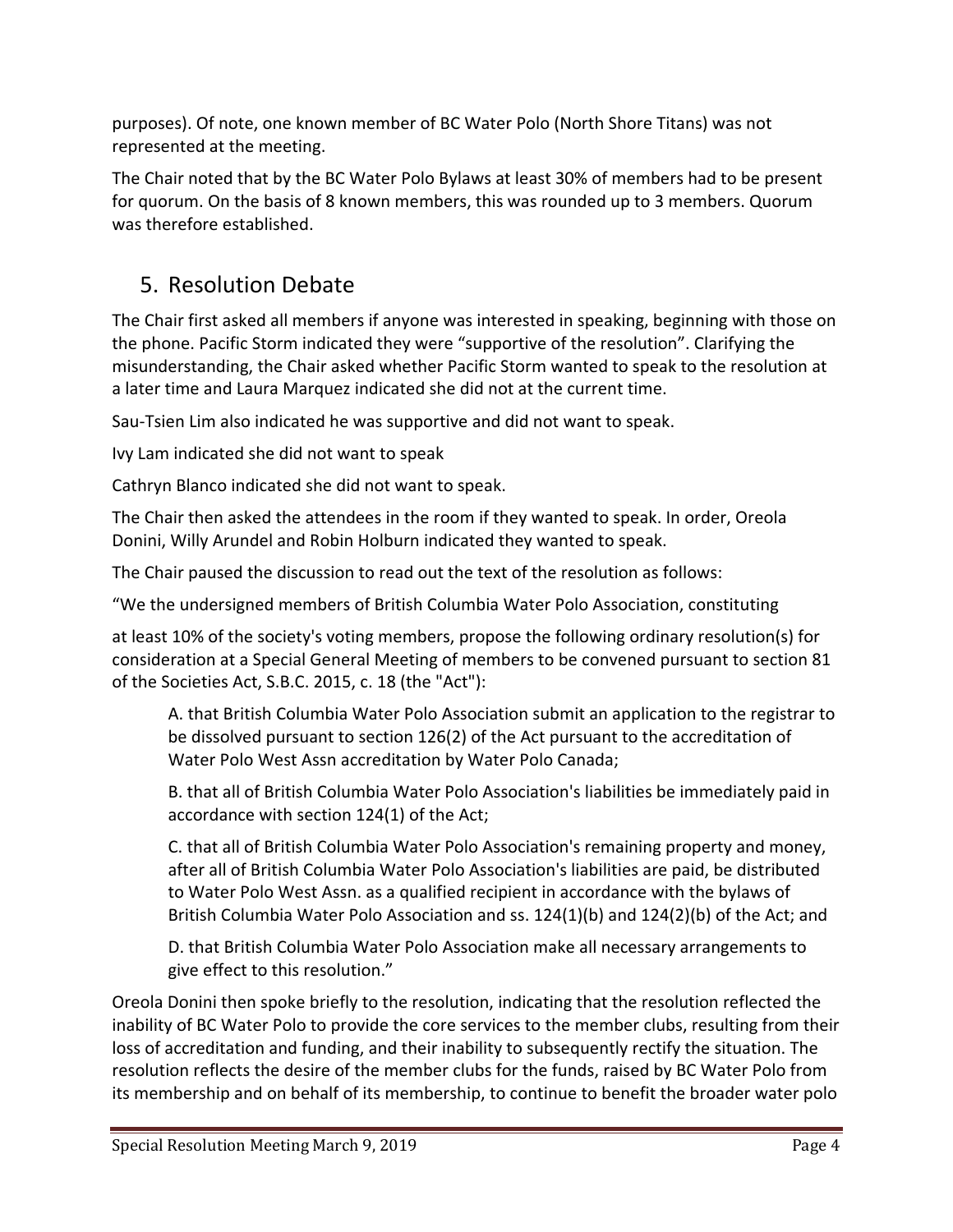purposes). Of note, one known member of BC Water Polo (North Shore Titans) was not represented at the meeting.

The Chair noted that by the BC Water Polo Bylaws at least 30% of members had to be present for quorum. On the basis of 8 known members, this was rounded up to 3 members. Quorum was therefore established.

## 5. Resolution Debate

The Chair first asked all members if anyone was interested in speaking, beginning with those on the phone. Pacific Storm indicated they were "supportive of the resolution". Clarifying the misunderstanding, the Chair asked whether Pacific Storm wanted to speak to the resolution at a later time and Laura Marquez indicated she did not at the current time.

Sau-Tsien Lim also indicated he was supportive and did not want to speak.

Ivy Lam indicated she did not want to speak

Cathryn Blanco indicated she did not want to speak.

The Chair then asked the attendees in the room if they wanted to speak. In order, Oreola Donini, Willy Arundel and Robin Holburn indicated they wanted to speak.

The Chair paused the discussion to read out the text of the resolution as follows:

"We the undersigned members of British Columbia Water Polo Association, constituting

at least 10% of the society's voting members, propose the following ordinary resolution(s) for consideration at a Special General Meeting of members to be convened pursuant to section 81 of the Societies Act, S.B.C. 2015, c. 18 (the "Act"):

> A. that British Columbia Water Polo Association submit an application to the registrar to be dissolved pursuant to section 126(2) of the Act pursuant to the accreditation of Water Polo West Assn accreditation by Water Polo Canada;
>
> B. that all of British Columbia Water Polo Association's liabilities be immediately paid in accordance with section 124(1) of the Act;
>
> C. that all of British Columbia Water Polo Association's remaining property and money, after all of British Columbia Water Polo Association's liabilities are paid, be distributed to Water Polo West Assn. as a qualified recipient in accordance with the bylaws of British Columbia Water Polo Association and ss. 124(1)(b) and 124(2)(b) of the Act; and
>
> D. that British Columbia Water Polo Association make all necessary arrangements to give effect to this resolution."

Oreola Donini then spoke briefly to the resolution, indicating that the resolution reflected the inability of BC Water Polo to provide the core services to the member clubs, resulting from their loss of accreditation and funding, and their inability to subsequently rectify the situation. The resolution reflects the desire of the member clubs for the funds, raised by BC Water Polo from its membership and on behalf of its membership, to continue to benefit the broader water polo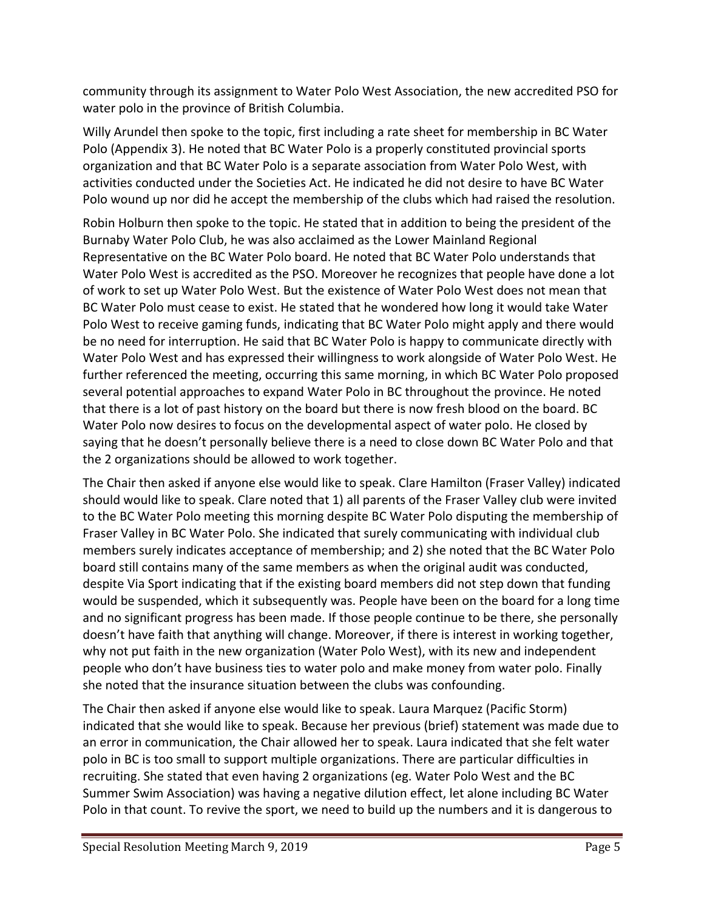community through its assignment to Water Polo West Association, the new accredited PSO for water polo in the province of British Columbia.

Willy Arundel then spoke to the topic, first including a rate sheet for membership in BC Water Polo (Appendix 3). He noted that BC Water Polo is a properly constituted provincial sports organization and that BC Water Polo is a separate association from Water Polo West, with activities conducted under the Societies Act. He indicated he did not desire to have BC Water Polo wound up nor did he accept the membership of the clubs which had raised the resolution.

Robin Holburn then spoke to the topic. He stated that in addition to being the president of the Burnaby Water Polo Club, he was also acclaimed as the Lower Mainland Regional Representative on the BC Water Polo board. He noted that BC Water Polo understands that Water Polo West is accredited as the PSO. Moreover he recognizes that people have done a lot of work to set up Water Polo West. But the existence of Water Polo West does not mean that BC Water Polo must cease to exist. He stated that he wondered how long it would take Water Polo West to receive gaming funds, indicating that BC Water Polo might apply and there would be no need for interruption. He said that BC Water Polo is happy to communicate directly with Water Polo West and has expressed their willingness to work alongside of Water Polo West. He further referenced the meeting, occurring this same morning, in which BC Water Polo proposed several potential approaches to expand Water Polo in BC throughout the province. He noted that there is a lot of past history on the board but there is now fresh blood on the board. BC Water Polo now desires to focus on the developmental aspect of water polo. He closed by saying that he doesn't personally believe there is a need to close down BC Water Polo and that the 2 organizations should be allowed to work together.

The Chair then asked if anyone else would like to speak. Clare Hamilton (Fraser Valley) indicated should would like to speak. Clare noted that 1) all parents of the Fraser Valley club were invited to the BC Water Polo meeting this morning despite BC Water Polo disputing the membership of Fraser Valley in BC Water Polo. She indicated that surely communicating with individual club members surely indicates acceptance of membership; and 2) she noted that the BC Water Polo board still contains many of the same members as when the original audit was conducted, despite Via Sport indicating that if the existing board members did not step down that funding would be suspended, which it subsequently was. People have been on the board for a long time and no significant progress has been made. If those people continue to be there, she personally doesn't have faith that anything will change. Moreover, if there is interest in working together, why not put faith in the new organization (Water Polo West), with its new and independent people who don't have business ties to water polo and make money from water polo. Finally she noted that the insurance situation between the clubs was confounding.

The Chair then asked if anyone else would like to speak. Laura Marquez (Pacific Storm) indicated that she would like to speak. Because her previous (brief) statement was made due to an error in communication, the Chair allowed her to speak. Laura indicated that she felt water polo in BC is too small to support multiple organizations. There are particular difficulties in recruiting. She stated that even having 2 organizations (eg. Water Polo West and the BC Summer Swim Association) was having a negative dilution effect, let alone including BC Water Polo in that count. To revive the sport, we need to build up the numbers and it is dangerous to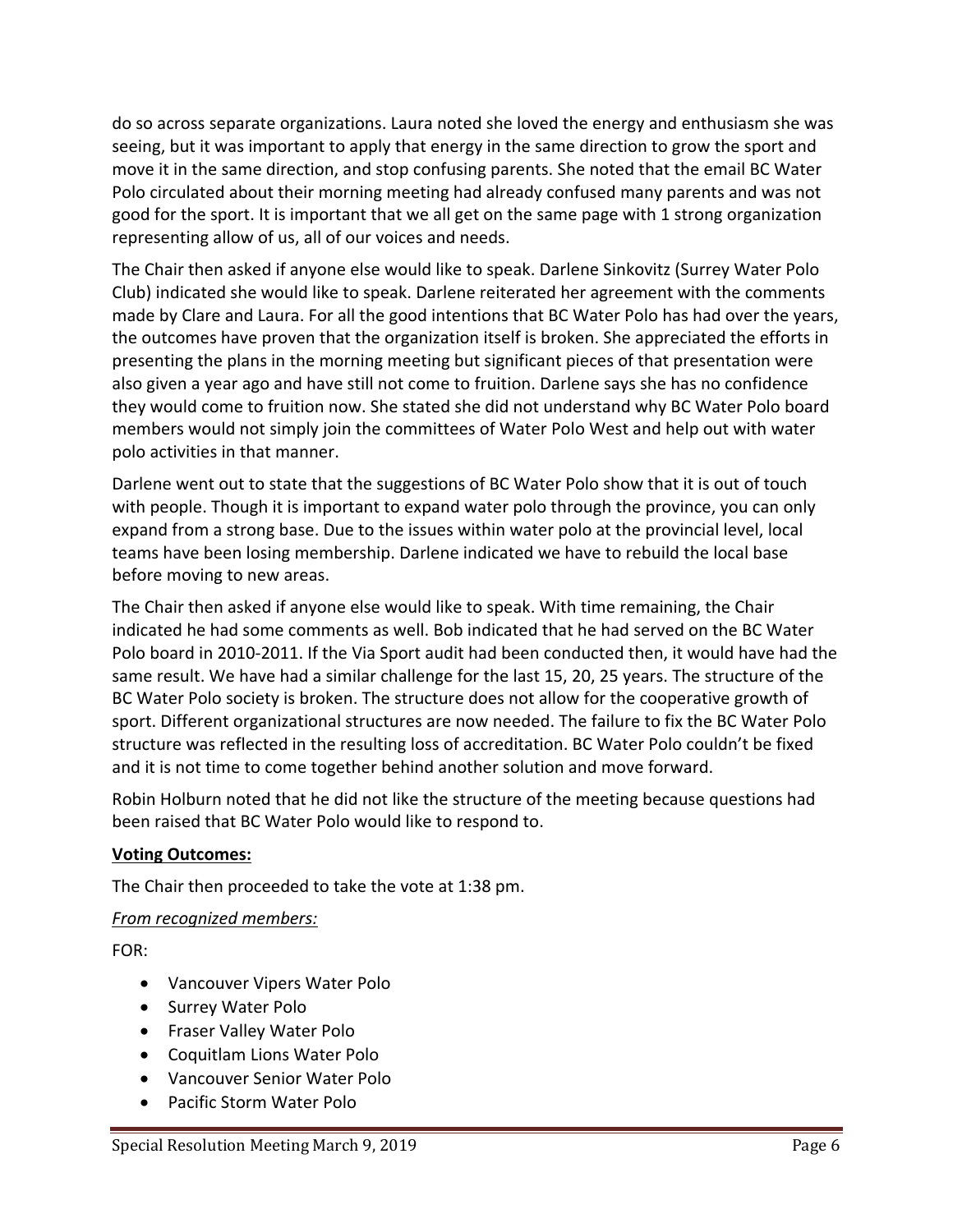do so across separate organizations. Laura noted she loved the energy and enthusiasm she was seeing, but it was important to apply that energy in the same direction to grow the sport and move it in the same direction, and stop confusing parents. She noted that the email BC Water Polo circulated about their morning meeting had already confused many parents and was not good for the sport. It is important that we all get on the same page with 1 strong organization representing allow of us, all of our voices and needs.

The Chair then asked if anyone else would like to speak. Darlene Sinkovitz (Surrey Water Polo Club) indicated she would like to speak. Darlene reiterated her agreement with the comments made by Clare and Laura. For all the good intentions that BC Water Polo has had over the years, the outcomes have proven that the organization itself is broken. She appreciated the efforts in presenting the plans in the morning meeting but significant pieces of that presentation were also given a year ago and have still not come to fruition. Darlene says she has no confidence they would come to fruition now. She stated she did not understand why BC Water Polo board members would not simply join the committees of Water Polo West and help out with water polo activities in that manner.

Darlene went out to state that the suggestions of BC Water Polo show that it is out of touch with people. Though it is important to expand water polo through the province, you can only expand from a strong base. Due to the issues within water polo at the provincial level, local teams have been losing membership. Darlene indicated we have to rebuild the local base before moving to new areas.

The Chair then asked if anyone else would like to speak. With time remaining, the Chair indicated he had some comments as well. Bob indicated that he had served on the BC Water Polo board in 2010-2011. If the Via Sport audit had been conducted then, it would have had the same result. We have had a similar challenge for the last 15, 20, 25 years. The structure of the BC Water Polo society is broken. The structure does not allow for the cooperative growth of sport. Different organizational structures are now needed. The failure to fix the BC Water Polo structure was reflected in the resulting loss of accreditation. BC Water Polo couldn't be fixed and it is not time to come together behind another solution and move forward.

Robin Holburn noted that he did not like the structure of the meeting because questions had been raised that BC Water Polo would like to respond to.

**Voting Outcomes:**

The Chair then proceeded to take the vote at 1:38 pm.

*From recognized members:*

FOR:

- Vancouver Vipers Water Polo
- Surrey Water Polo
- Fraser Valley Water Polo
- Coquitlam Lions Water Polo
- Vancouver Senior Water Polo
- Pacific Storm Water Polo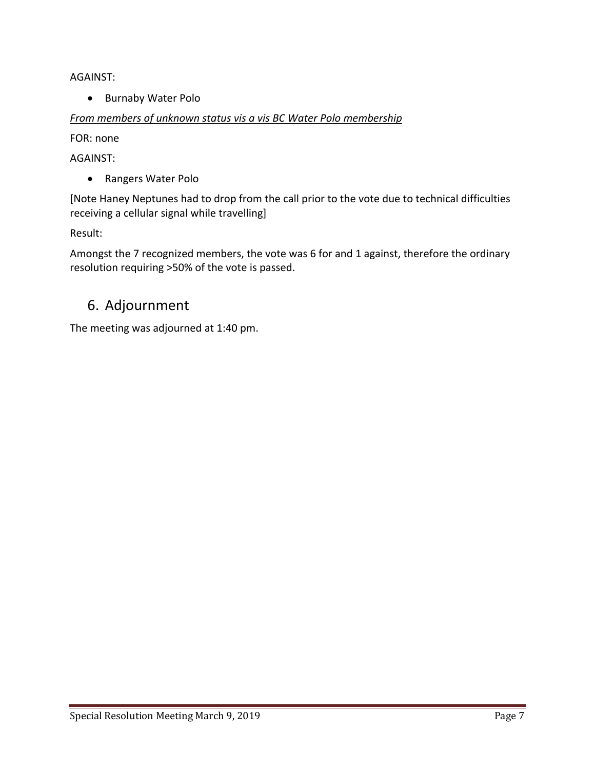AGAINST:

- Burnaby Water Polo

*From members of unknown status vis a vis BC Water Polo membership*

FOR: none

AGAINST:

- Rangers Water Polo

[Note Haney Neptunes had to drop from the call prior to the vote due to technical difficulties receiving a cellular signal while travelling]

Result:

Amongst the 7 recognized members, the vote was 6 for and 1 against, therefore the ordinary resolution requiring >50% of the vote is passed.

## 6. Adjournment

The meeting was adjourned at 1:40 pm.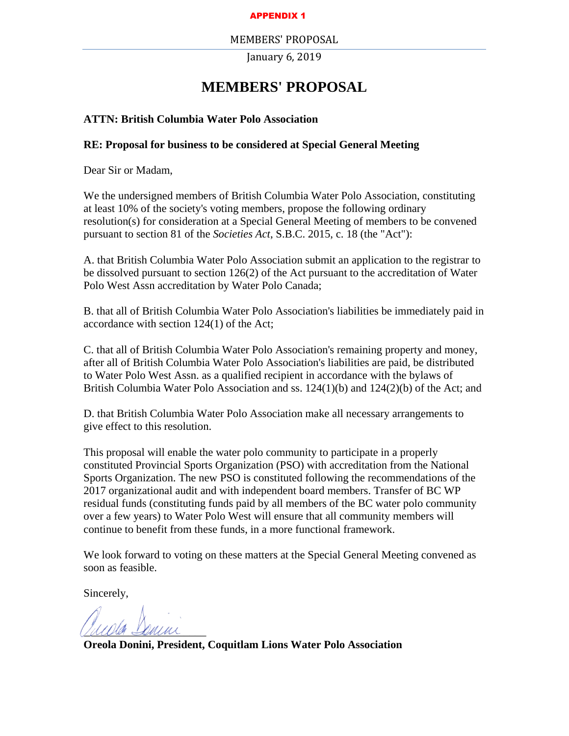**APPENDIX 1**

MEMBERS' PROPOSAL

January 6, 2019

# MEMBERS' PROPOSAL

**ATTN: British Columbia Water Polo Association**

**RE: Proposal for business to be considered at Special General Meeting**

Dear Sir or Madam,

We the undersigned members of British Columbia Water Polo Association, constituting at least 10% of the society's voting members, propose the following ordinary resolution(s) for consideration at a Special General Meeting of members to be convened pursuant to section 81 of the *Societies Act*, S.B.C. 2015, c. 18 (the "Act"):

A. that British Columbia Water Polo Association submit an application to the registrar to be dissolved pursuant to section 126(2) of the Act pursuant to the accreditation of Water Polo West Assn accreditation by Water Polo Canada;

B. that all of British Columbia Water Polo Association's liabilities be immediately paid in accordance with section 124(1) of the Act;

C. that all of British Columbia Water Polo Association's remaining property and money, after all of British Columbia Water Polo Association's liabilities are paid, be distributed to Water Polo West Assn. as a qualified recipient in accordance with the bylaws of British Columbia Water Polo Association and ss. 124(1)(b) and 124(2)(b) of the Act; and

D. that British Columbia Water Polo Association make all necessary arrangements to give effect to this resolution.

This proposal will enable the water polo community to participate in a properly constituted Provincial Sports Organization (PSO) with accreditation from the National Sports Organization. The new PSO is constituted following the recommendations of the 2017 organizational audit and with independent board members. Transfer of BC WP residual funds (constituting funds paid by all members of the BC water polo community over a few years) to Water Polo West will ensure that all community members will continue to benefit from these funds, in a more functional framework.

We look forward to voting on these matters at the Special General Meeting convened as soon as feasible.

Sincerely,

**Oreola Donini, President, Coquitlam Lions Water Polo Association**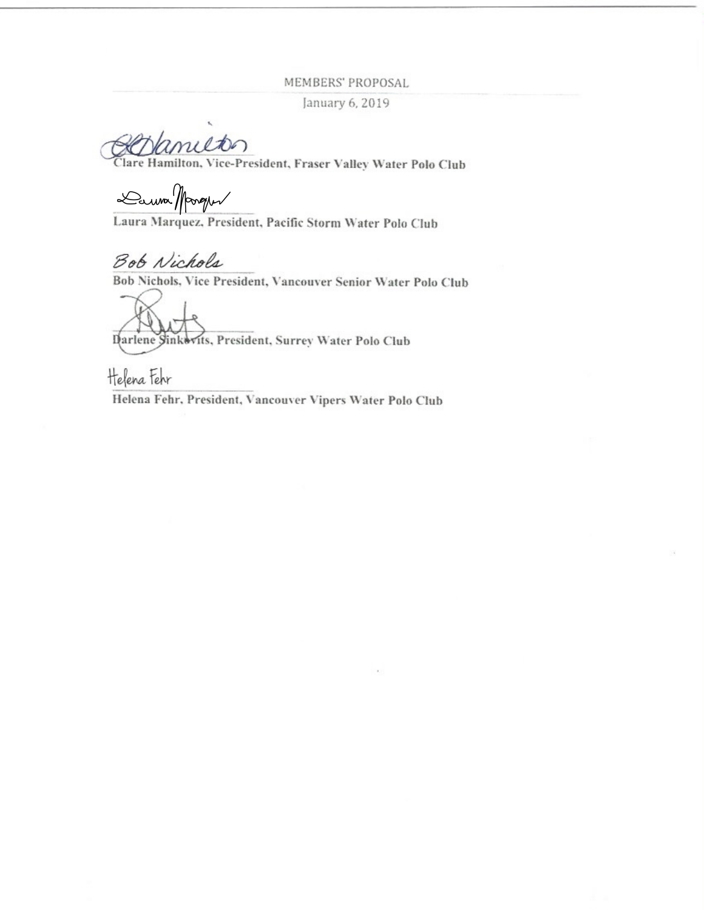MEMBERS' PROPOSAL

January 6, 2019

Clare Hamilton, Vice-President, Fraser Valley Water Polo Club

Laura Marquez, President, Pacific Storm Water Polo Club

Bob Nichols, Vice President, Vancouver Senior Water Polo Club

Darlene Sinkovits, President, Surrey Water Polo Club

Helena Fehr, President, Vancouver Vipers Water Polo Club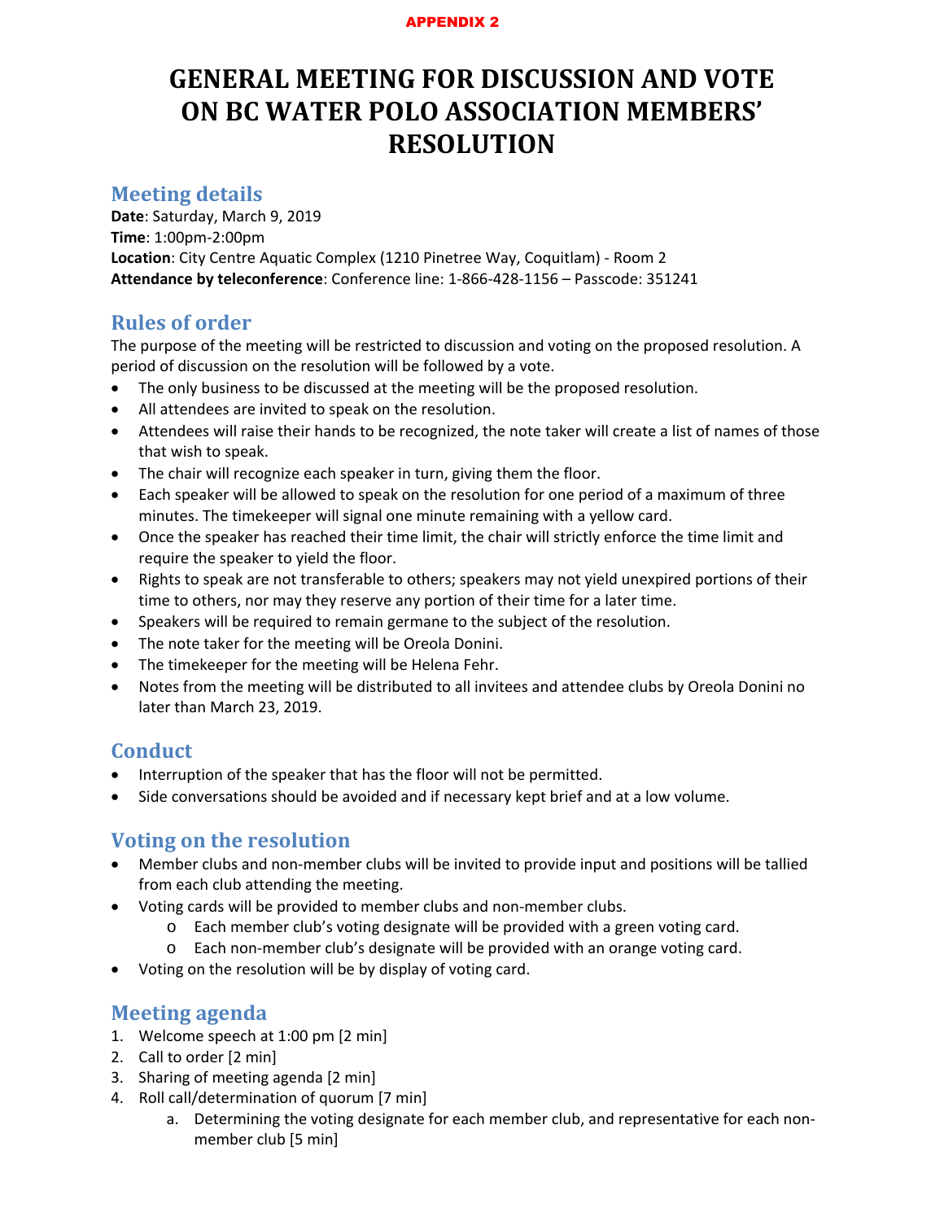APPENDIX 2

# GENERAL MEETING FOR DISCUSSION AND VOTE ON BC WATER POLO ASSOCIATION MEMBERS' RESOLUTION

## Meeting details

**Date**: Saturday, March 9, 2019
**Time**: 1:00pm-2:00pm
**Location**: City Centre Aquatic Complex (1210 Pinetree Way, Coquitlam) - Room 2
**Attendance by teleconference**: Conference line: 1-866-428-1156 – Passcode: 351241

## Rules of order

The purpose of the meeting will be restricted to discussion and voting on the proposed resolution. A period of discussion on the resolution will be followed by a vote.

- The only business to be discussed at the meeting will be the proposed resolution.
- All attendees are invited to speak on the resolution.
- Attendees will raise their hands to be recognized, the note taker will create a list of names of those that wish to speak.
- The chair will recognize each speaker in turn, giving them the floor.
- Each speaker will be allowed to speak on the resolution for one period of a maximum of three minutes. The timekeeper will signal one minute remaining with a yellow card.
- Once the speaker has reached their time limit, the chair will strictly enforce the time limit and require the speaker to yield the floor.
- Rights to speak are not transferable to others; speakers may not yield unexpired portions of their time to others, nor may they reserve any portion of their time for a later time.
- Speakers will be required to remain germane to the subject of the resolution.
- The note taker for the meeting will be Oreola Donini.
- The timekeeper for the meeting will be Helena Fehr.
- Notes from the meeting will be distributed to all invitees and attendee clubs by Oreola Donini no later than March 23, 2019.

## Conduct

- Interruption of the speaker that has the floor will not be permitted.
- Side conversations should be avoided and if necessary kept brief and at a low volume.

## Voting on the resolution

- Member clubs and non-member clubs will be invited to provide input and positions will be tallied from each club attending the meeting.
- Voting cards will be provided to member clubs and non-member clubs.
  - Each member club's voting designate will be provided with a green voting card.
  - Each non-member club's designate will be provided with an orange voting card.
- Voting on the resolution will be by display of voting card.

## Meeting agenda

1. Welcome speech at 1:00 pm [2 min]
2. Call to order [2 min]
3. Sharing of meeting agenda [2 min]
4. Roll call/determination of quorum [7 min]
   a. Determining the voting designate for each member club, and representative for each non-member club [5 min]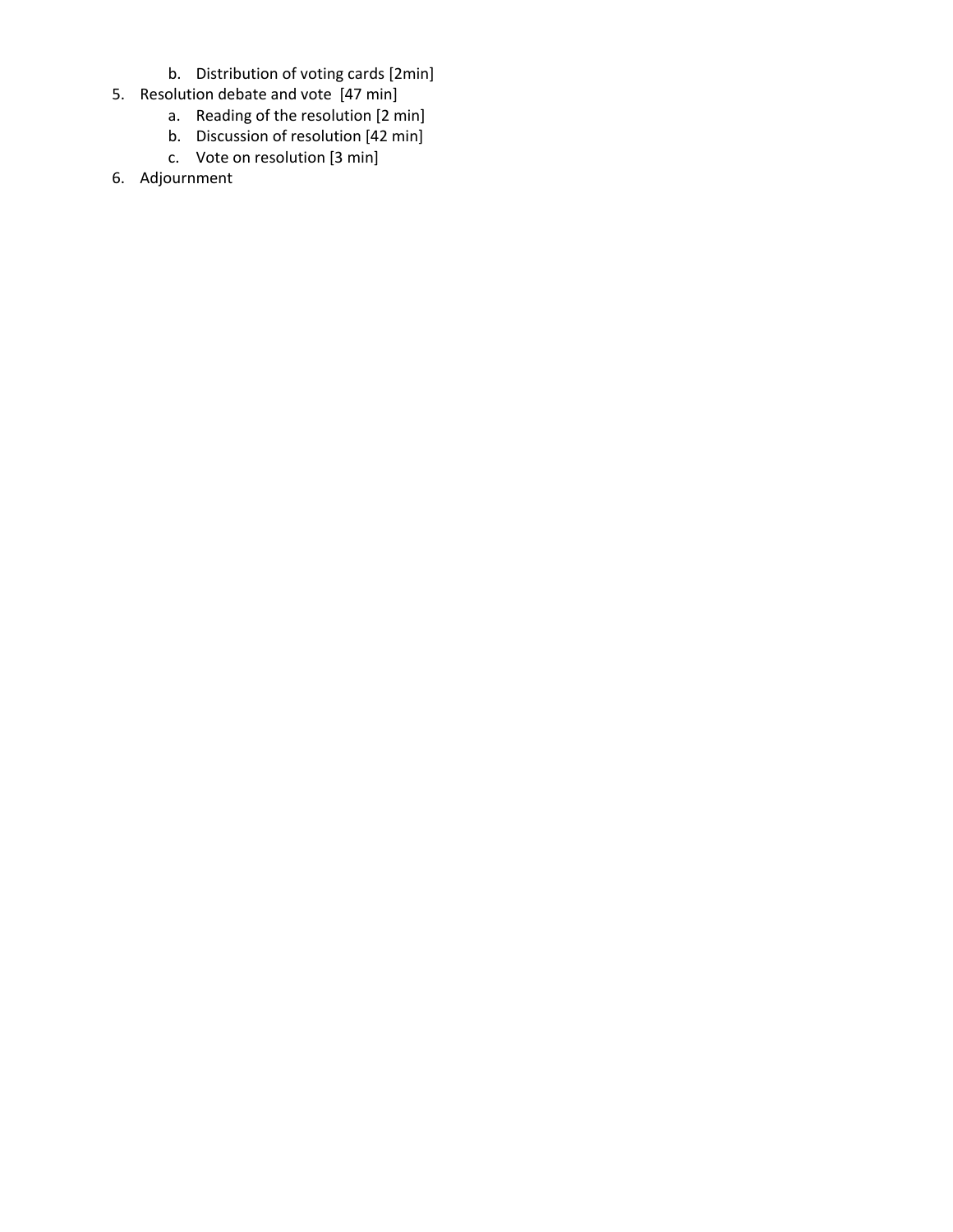b. Distribution of voting cards [2min]

5. Resolution debate and vote [47 min]
   a. Reading of the resolution [2 min]
   b. Discussion of resolution [42 min]
   c. Vote on resolution [3 min]
6. Adjournment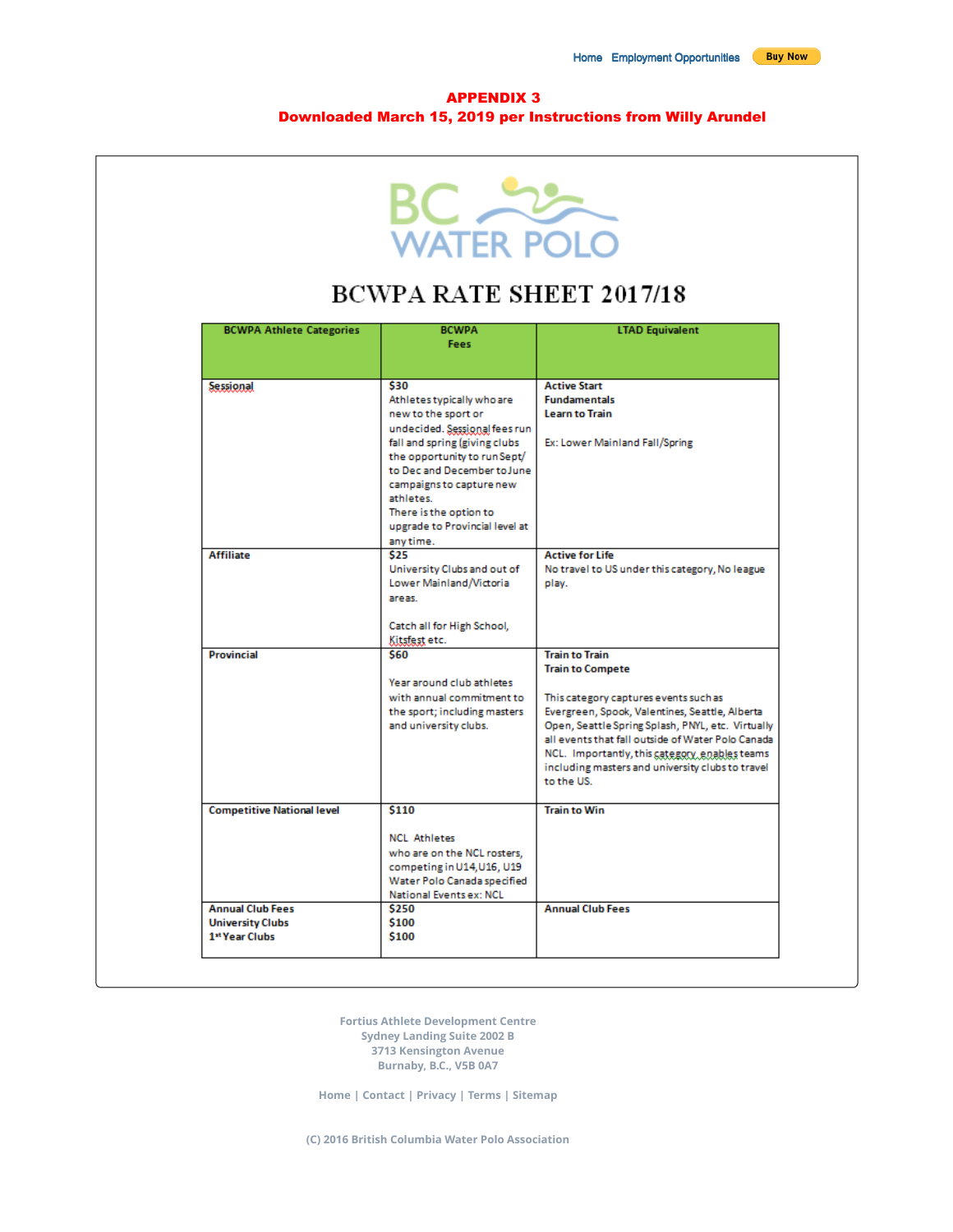Home Employment Opportunities Buy Now

**APPENDIX 3**
**Downloaded March 15, 2019 per Instructions from Willy Arundel**

BC WATER POLO

# BCWPA RATE SHEET 2017/18

| BCWPA Athlete Categories | BCWPA Fees | LTAD Equivalent |
|---|---|---|
| Sessional | $30<br>Athletes typically who are new to the sport or undecided. Sessional fees run fall and spring (giving clubs the opportunity to run Sept/ to Dec and December to June campaigns to capture new athletes.<br>There is the option to upgrade to Provincial level at any time. | **Active Start**<br>**Fundamentals**<br>**Learn to Train**<br><br>Ex: Lower Mainland Fall/Spring |
| **Affiliate** | $25<br>University Clubs and out of Lower Mainland/Victoria areas.<br><br>Catch all for High School, Kitsfest etc. | **Active for Life**<br>No travel to US under this category, No league play. |
| **Provincial** | $60<br><br>Year around club athletes with annual commitment to the sport; including masters and university clubs. | **Train to Train**<br>**Train to Compete**<br><br>This category captures events such as Evergreen, Spook, Valentines, Seattle, Alberta Open, Seattle Spring Splash, PNYL, etc. Virtually all events that fall outside of Water Polo Canada NCL. Importantly, this category enables teams including masters and university clubs to travel to the US. |
| **Competitive National level** | $110<br><br>NCL Athletes<br>who are on the NCL rosters, competing in U14, U16, U19 Water Polo Canada specified National Events ex: NCL | **Train to Win** |
| **Annual Club Fees**<br>**University Clubs**<br>**1st Year Clubs** | $250<br>$100<br>$100 | **Annual Club Fees** |

Fortius Athlete Development Centre
Sydney Landing Suite 2002 B
3713 Kensington Avenue
Burnaby, B.C., V5B 0A7

Home | Contact | Privacy | Terms | Sitemap

(C) 2016 British Columbia Water Polo Association